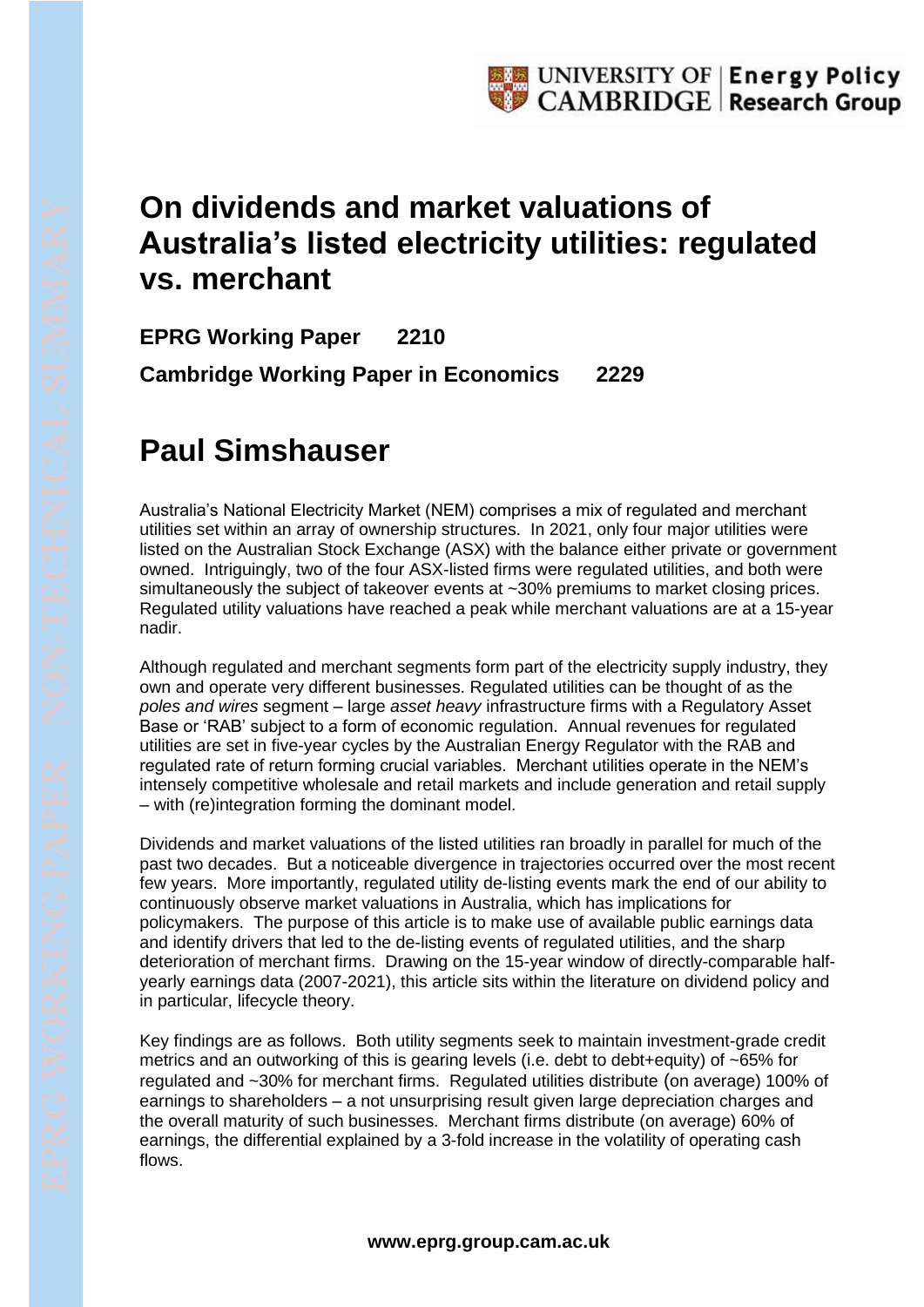# On dividends and market valuations of Australia's listed electricity utilities: regulated vs. merchant

**EPRG Working Paper 2210**

**Cambridge Working Paper in Economics 2229**

# Paul Simshauser

Australia's National Electricity Market (NEM) comprises a mix of regulated and merchant utilities set within an array of ownership structures. In 2021, only four major utilities were listed on the Australian Stock Exchange (ASX) with the balance either private or government owned. Intriguingly, two of the four ASX-listed firms were regulated utilities, and both were simultaneously the subject of takeover events at ~30% premiums to market closing prices. Regulated utility valuations have reached a peak while merchant valuations are at a 15-year nadir.

Although regulated and merchant segments form part of the electricity supply industry, they own and operate very different businesses. Regulated utilities can be thought of as the *poles and wires* segment – large *asset heavy* infrastructure firms with a Regulatory Asset Base or 'RAB' subject to a form of economic regulation. Annual revenues for regulated utilities are set in five-year cycles by the Australian Energy Regulator with the RAB and regulated rate of return forming crucial variables. Merchant utilities operate in the NEM's intensely competitive wholesale and retail markets and include generation and retail supply – with (re)integration forming the dominant model.

Dividends and market valuations of the listed utilities ran broadly in parallel for much of the past two decades. But a noticeable divergence in trajectories occurred over the most recent few years. More importantly, regulated utility de-listing events mark the end of our ability to continuously observe market valuations in Australia, which has implications for policymakers. The purpose of this article is to make use of available public earnings data and identify drivers that led to the de-listing events of regulated utilities, and the sharp deterioration of merchant firms. Drawing on the 15-year window of directly-comparable half-yearly earnings data (2007-2021), this article sits within the literature on dividend policy and in particular, lifecycle theory.

Key findings are as follows. Both utility segments seek to maintain investment-grade credit metrics and an outworking of this is gearing levels (i.e. debt to debt+equity) of ~65% for regulated and ~30% for merchant firms. Regulated utilities distribute (on average) 100% of earnings to shareholders – a not unsurprising result given large depreciation charges and the overall maturity of such businesses. Merchant firms distribute (on average) 60% of earnings, the differential explained by a 3-fold increase in the volatility of operating cash flows.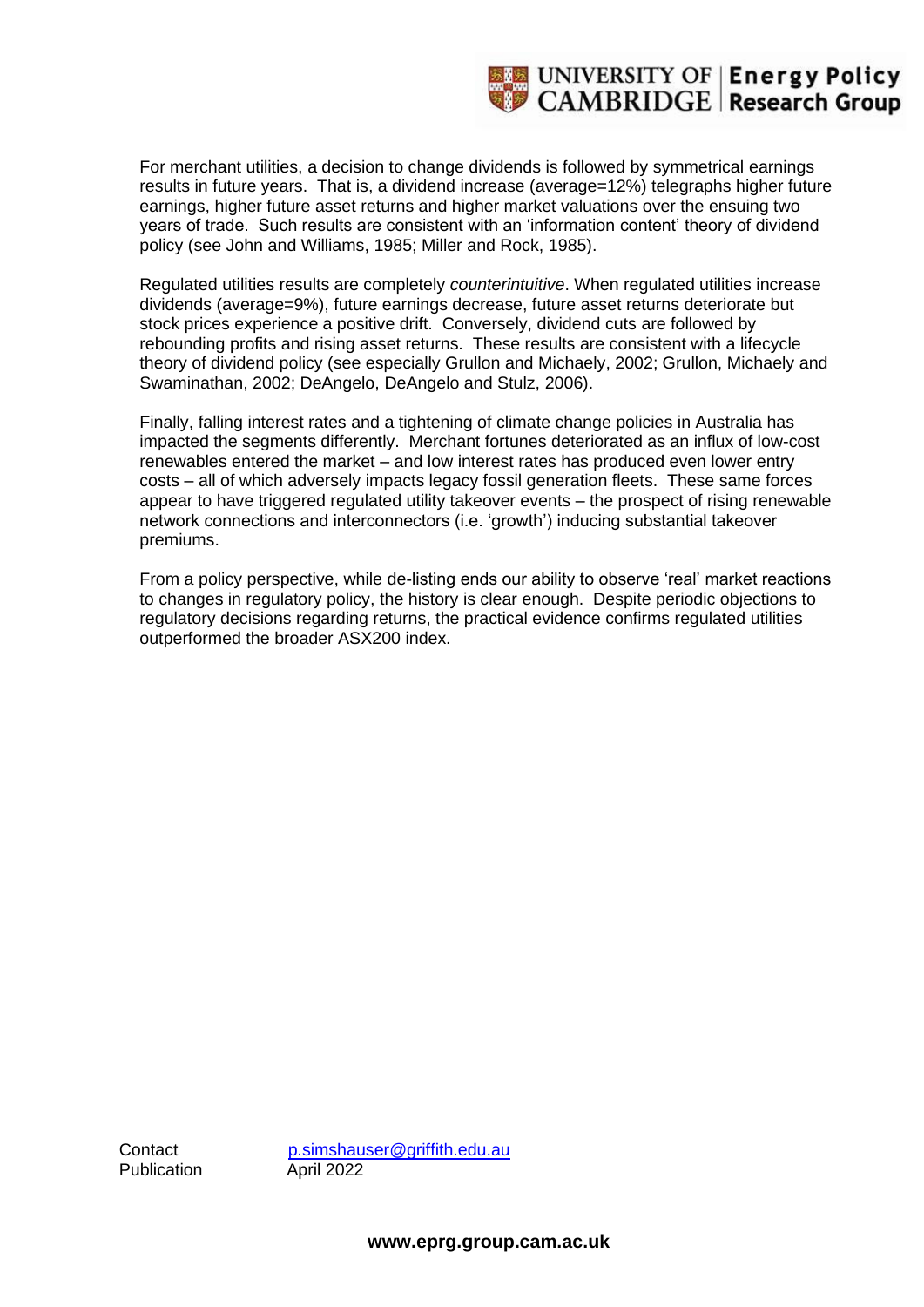For merchant utilities, a decision to change dividends is followed by symmetrical earnings results in future years. That is, a dividend increase (average=12%) telegraphs higher future earnings, higher future asset returns and higher market valuations over the ensuing two years of trade. Such results are consistent with an 'information content' theory of dividend policy (see John and Williams, 1985; Miller and Rock, 1985).

Regulated utilities results are completely *counterintuitive*. When regulated utilities increase dividends (average=9%), future earnings decrease, future asset returns deteriorate but stock prices experience a positive drift. Conversely, dividend cuts are followed by rebounding profits and rising asset returns. These results are consistent with a lifecycle theory of dividend policy (see especially Grullon and Michaely, 2002; Grullon, Michaely and Swaminathan, 2002; DeAngelo, DeAngelo and Stulz, 2006).

Finally, falling interest rates and a tightening of climate change policies in Australia has impacted the segments differently. Merchant fortunes deteriorated as an influx of low-cost renewables entered the market – and low interest rates has produced even lower entry costs – all of which adversely impacts legacy fossil generation fleets. These same forces appear to have triggered regulated utility takeover events – the prospect of rising renewable network connections and interconnectors (i.e. 'growth') inducing substantial takeover premiums.

From a policy perspective, while de-listing ends our ability to observe 'real' market reactions to changes in regulatory policy, the history is clear enough. Despite periodic objections to regulatory decisions regarding returns, the practical evidence confirms regulated utilities outperformed the broader ASX200 index.

Contact p.simshauser@griffith.edu.au
Publication April 2022